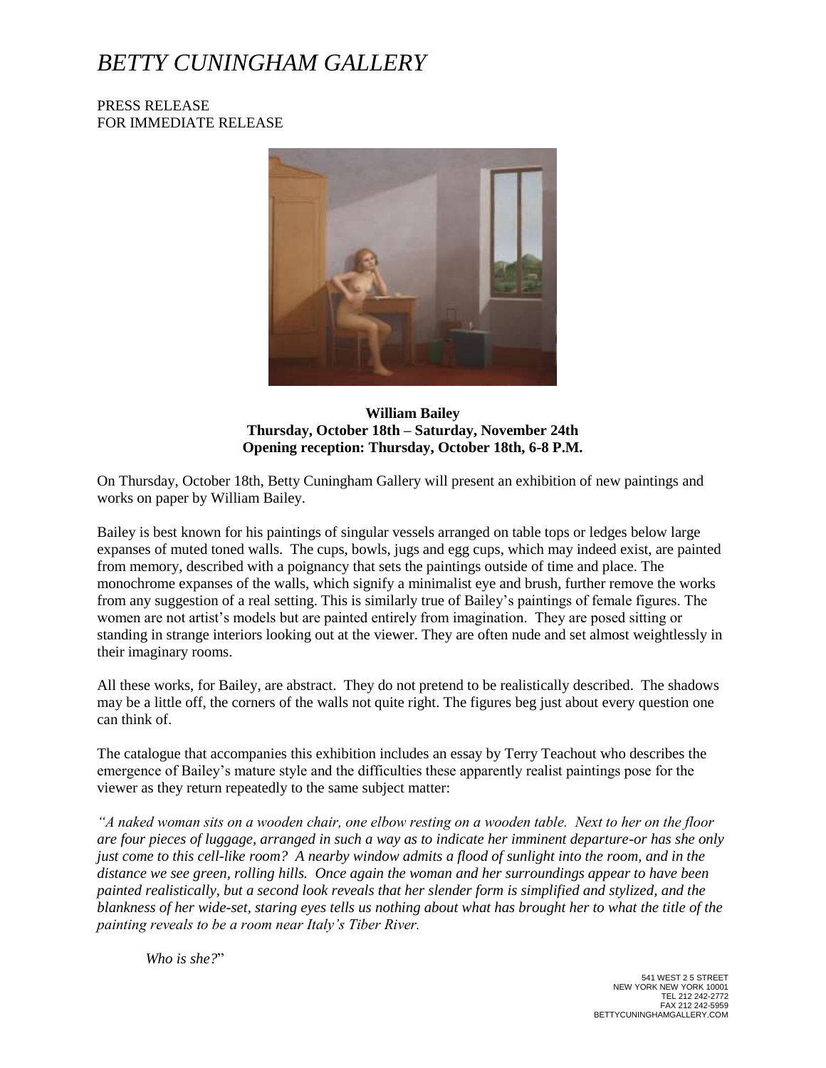# *BETTY CUNINGHAM GALLERY*

PRESS RELEASE
FOR IMMEDIATE RELEASE

**William Bailey**
**Thursday, October 18th – Saturday, November 24th**
**Opening reception: Thursday, October 18th, 6-8 P.M.**

On Thursday, October 18th, Betty Cuningham Gallery will present an exhibition of new paintings and works on paper by William Bailey.

Bailey is best known for his paintings of singular vessels arranged on table tops or ledges below large expanses of muted toned walls. The cups, bowls, jugs and egg cups, which may indeed exist, are painted from memory, described with a poignancy that sets the paintings outside of time and place. The monochrome expanses of the walls, which signify a minimalist eye and brush, further remove the works from any suggestion of a real setting. This is similarly true of Bailey's paintings of female figures. The women are not artist's models but are painted entirely from imagination. They are posed sitting or standing in strange interiors looking out at the viewer. They are often nude and set almost weightlessly in their imaginary rooms.

All these works, for Bailey, are abstract. They do not pretend to be realistically described. The shadows may be a little off, the corners of the walls not quite right. The figures beg just about every question one can think of.

The catalogue that accompanies this exhibition includes an essay by Terry Teachout who describes the emergence of Bailey's mature style and the difficulties these apparently realist paintings pose for the viewer as they return repeatedly to the same subject matter:

*"A naked woman sits on a wooden chair, one elbow resting on a wooden table. Next to her on the floor are four pieces of luggage, arranged in such a way as to indicate her imminent departure-or has she only just come to this cell-like room? A nearby window admits a flood of sunlight into the room, and in the distance we see green, rolling hills. Once again the woman and her surroundings appear to have been painted realistically, but a second look reveals that her slender form is simplified and stylized, and the blankness of her wide-set, staring eyes tells us nothing about what has brought her to what the title of the painting reveals to be a room near Italy's Tiber River.*

*Who is she?*"

541 WEST 2 5 STREET
NEW YORK NEW YORK 10001
TEL 212 242-2772
FAX 212 242-5959
BETTYCUNINGHAMGALLERY.COM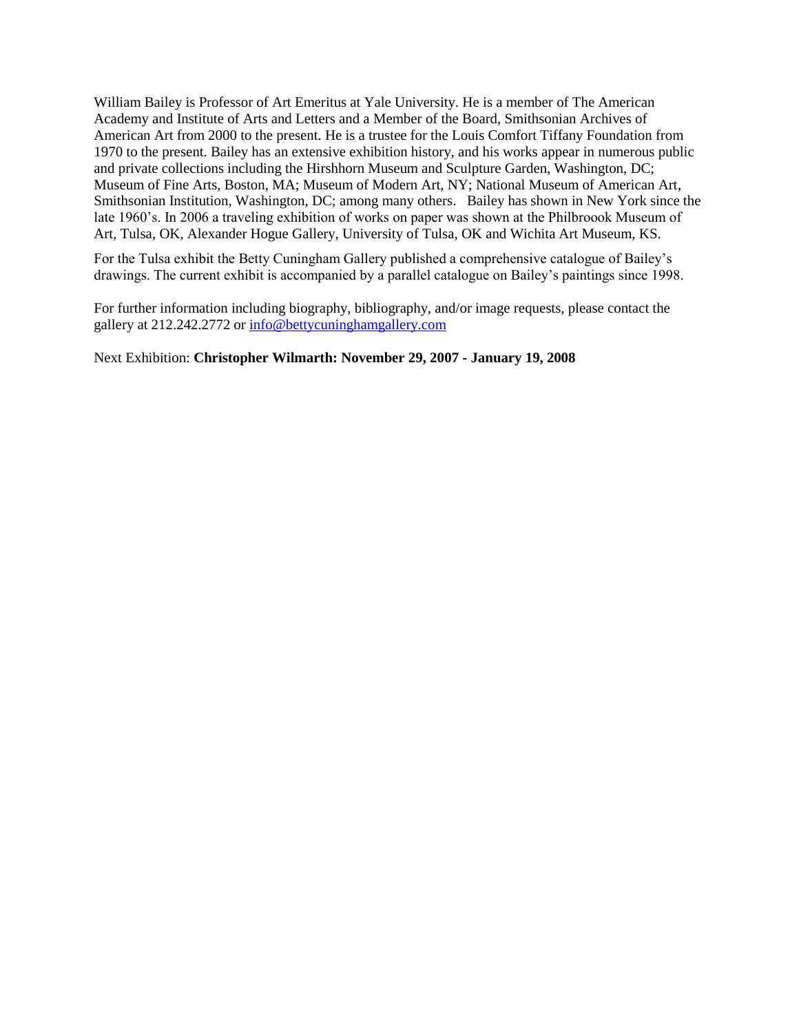William Bailey is Professor of Art Emeritus at Yale University. He is a member of The American Academy and Institute of Arts and Letters and a Member of the Board, Smithsonian Archives of American Art from 2000 to the present. He is a trustee for the Louis Comfort Tiffany Foundation from 1970 to the present. Bailey has an extensive exhibition history, and his works appear in numerous public and private collections including the Hirshhorn Museum and Sculpture Garden, Washington, DC; Museum of Fine Arts, Boston, MA; Museum of Modern Art, NY; National Museum of American Art, Smithsonian Institution, Washington, DC; among many others. Bailey has shown in New York since the late 1960's. In 2006 a traveling exhibition of works on paper was shown at the Philbroook Museum of Art, Tulsa, OK, Alexander Hogue Gallery, University of Tulsa, OK and Wichita Art Museum, KS.

For the Tulsa exhibit the Betty Cuningham Gallery published a comprehensive catalogue of Bailey's drawings. The current exhibit is accompanied by a parallel catalogue on Bailey's paintings since 1998.

For further information including biography, bibliography, and/or image requests, please contact the gallery at 212.242.2772 or info@bettycuninghamgallery.com

Next Exhibition: **Christopher Wilmarth: November 29, 2007 - January 19, 2008**